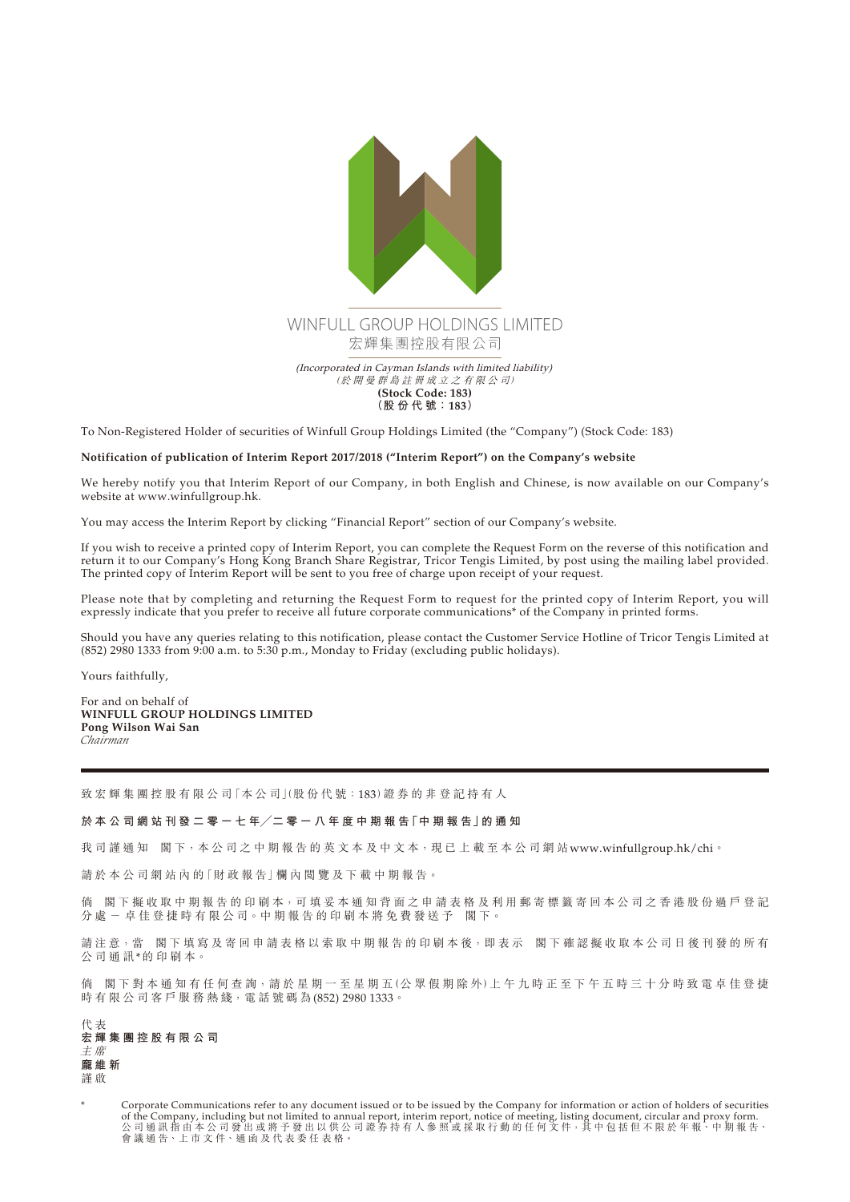WINFULL GROUP HOLDINGS LIMITED

宏輝集團控股有限公司

*(Incorporated in Cayman Islands with limited liability)*

*（於開曼群島註冊成立之有限公司）*

**(Stock Code: 183)**

**（股份代號：183）**

To Non-Registered Holder of securities of Winfull Group Holdings Limited (the "Company") (Stock Code: 183)

**Notification of publication of Interim Report 2017/2018 ("Interim Report") on the Company's website**

We hereby notify you that Interim Report of our Company, in both English and Chinese, is now available on our Company's website at www.winfullgroup.hk.

You may access the Interim Report by clicking "Financial Report" section of our Company's website.

If you wish to receive a printed copy of Interim Report, you can complete the Request Form on the reverse of this notification and return it to our Company's Hong Kong Branch Share Registrar, Tricor Tengis Limited, by post using the mailing label provided. The printed copy of Interim Report will be sent to you free of charge upon receipt of your request.

Please note that by completing and returning the Request Form to request for the printed copy of Interim Report, you will expressly indicate that you prefer to receive all future corporate communications* of the Company in printed forms.

Should you have any queries relating to this notification, please contact the Customer Service Hotline of Tricor Tengis Limited at (852) 2980 1333 from 9:00 a.m. to 5:30 p.m., Monday to Friday (excluding public holidays).

Yours faithfully,

For and on behalf of
**WINFULL GROUP HOLDINGS LIMITED**
**Pong Wilson Wai San**
*Chairman*

---

致宏輝集團控股有限公司「本公司」(股份代號：183)證券的非登記持有人

**於本公司網站刊發二零一七年／二零一八年度中期報告「中期報告」的通知**

我司謹通知　閣下，本公司之中期報告的英文本及中文本，現已上載至本公司網站www.winfullgroup.hk/chi。

請於本公司網站內的「財政報告」欄內閱覽及下載中期報告。

倘　閣下擬收取中期報告的印刷本，可填妥本通知背面之申請表格及利用郵寄標籤寄回本公司之香港股份過戶登記分處－卓佳登捷時有限公司。中期報告的印刷本將免費發送予　閣下。

請注意，當　閣下填寫及寄回申請表格以索取中期報告的印刷本後，即表示　閣下確認擬收取本公司日後刊發的所有公司通訊*的印刷本。

倘　閣下對本通知有任何查詢，請於星期一至星期五(公眾假期除外)上午九時正至下午五時三十分時致電卓佳登捷時有限公司客戶服務熱綫，電話號碼為(852) 2980 1333。

代表
**宏輝集團控股有限公司**
*主席*
**龐維新**
謹啟

\* Corporate Communications refer to any document issued or to be issued by the Company for information or action of holders of securities of the Company, including but not limited to annual report, interim report, notice of meeting, listing document, circular and proxy form.
公司通訊指由本公司發出或將予發出以供公司證券持有人參照或採取行動的任何文件，其中包括但不限於年報、中期報告、會議通告、上市文件、通函及代表委任表格。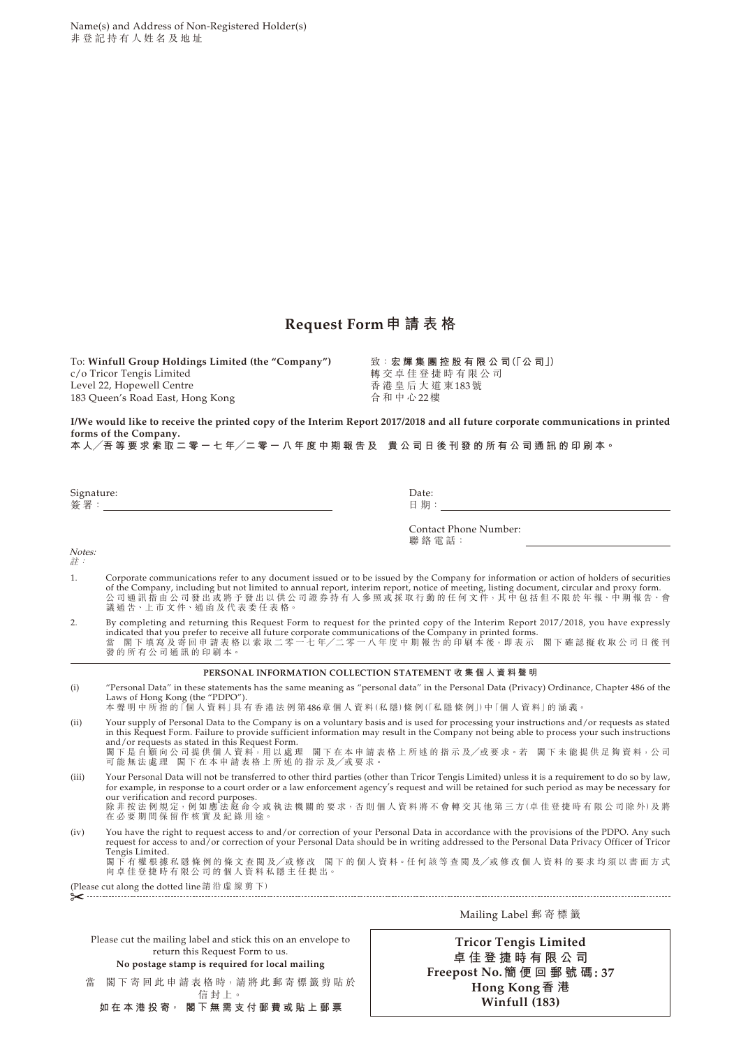Name(s) and Address of Non-Registered Holder(s)
非登記持有人姓名及地址

# Request Form 申請表格

To: **Winfull Group Holdings Limited (the "Company")**
c/o Tricor Tengis Limited
Level 22, Hopewell Centre
183 Queen's Road East, Hong Kong

致：**宏輝集團控股有限公司(「公司」)**
轉交卓佳登捷時有限公司
香港皇后大道東183號
合和中心22樓

**I/We would like to receive the printed copy of the Interim Report 2017/2018 and all future corporate communications in printed forms of the Company.**
**本人／吾等要求索取二零一七年／二零一八年度中期報告及 貴公司日後刊發的所有公司通訊的印刷本。**

Signature:
簽署：

Date:
日期：

Contact Phone Number:
聯絡電話：

*Notes:*
*註：*

1. Corporate communications refer to any document issued or to be issued by the Company for information or action of holders of securities of the Company, including but not limited to annual report, interim report, notice of meeting, listing document, circular and proxy form.
公司通訊指由公司發出或將予發出以供公司證券持有人參照或採取行動的任何文件，其中包括但不限於年報、中期報告、會議通告、上市文件、通函及代表委任表格。

2. By completing and returning this Request Form to request for the printed copy of the Interim Report 2017/2018, you have expressly indicated that you prefer to receive all future corporate communications of the Company in printed forms.
當 閣下填寫及寄回申請表格以索取二零一七年／二零一八年度中期報告的印刷本後，即表示 閣下確認擬收取公司日後刊發的所有公司通訊的印刷本。

**PERSONAL INFORMATION COLLECTION STATEMENT 收集個人資料聲明**

(i) "Personal Data" in these statements has the same meaning as "personal data" in the Personal Data (Privacy) Ordinance, Chapter 486 of the Laws of Hong Kong (the "PDPO").
本聲明中所指的「個人資料」具有香港法例第486章個人資料(私隱)條例(「私隱條例」)中「個人資料」的涵義。

(ii) Your supply of Personal Data to the Company is on a voluntary basis and is used for processing your instructions and/or requests as stated in this Request Form. Failure to provide sufficient information may result in the Company not being able to process your such instructions and/or requests as stated in this Request Form.
閣下是自願向公司提供個人資料，用以處理 閣下在本申請表格上所述的指示及／或要求。若 閣下未能提供足夠資料，公司可能無法處理 閣下在本申請表格上所述的指示及／或要求。

(iii) Your Personal Data will not be transferred to other third parties (other than Tricor Tengis Limited) unless it is a requirement to do so by law, for example, in response to a court order or a law enforcement agency's request and will be retained for such period as may be necessary for our verification and record purposes.
除非按法例規定，例如應法庭命令或執法機關的要求，否則個人資料將不會轉交其他第三方(卓佳登捷時有限公司除外)及將在必要期間保留作核實及紀錄用途。

(iv) You have the right to request access to and/or correction of your Personal Data in accordance with the provisions of the PDPO. Any such request for access to and/or correction of your Personal Data should be in writing addressed to the Personal Data Privacy Officer of Tricor Tengis Limited.
閣下有權根據私隱條例的條文查閱及／或修改 閣下的個人資料。任何該等查閱及／或修改個人資料的要求均須以書面方式向卓佳登捷時有限公司的個人資料私隱主任提出。

(Please cut along the dotted line 請沿虛線剪下)

Mailing Label 郵寄標籤

Please cut the mailing label and stick this on an envelope to return this Request Form to us.
**No postage stamp is required for local mailing**

當 閣下寄回此申請表格時，請將此郵寄標籤剪貼於信封上。
**如在本港投寄， 閣下無需支付郵費或貼上郵票**

**Tricor Tengis Limited**
**卓佳登捷時有限公司**
**Freepost No. 簡便回郵號碼: 37**
**Hong Kong 香港**
**Winfull (183)**